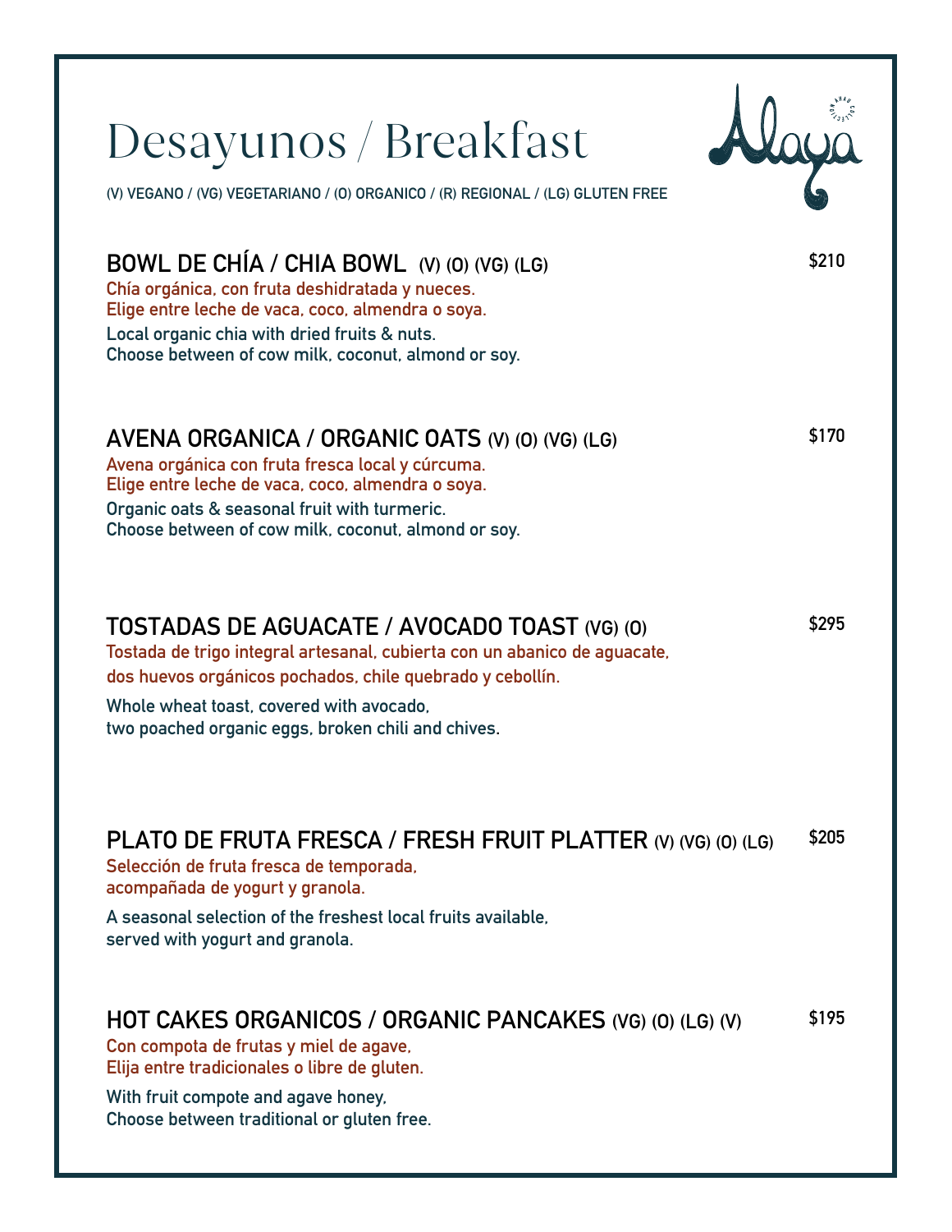# Desayunos / Breakfast

(V) VEGANO / (VG) VEGETARIANO / (O) ORGANICO / (R) REGIONAL / (LG) GLUTEN FREE

## BOWL DE CHÍA / CHIA BOWL (V) (O) (VG) (LG) — $210

Chía orgánica, con fruta deshidratada y nueces.
Elige entre leche de vaca, coco, almendra o soya.

Local organic chia with dried fruits & nuts.
Choose between of cow milk, coconut, almond or soy.

## AVENA ORGANICA / ORGANIC OATS (V) (O) (VG) (LG) — $170

Avena orgánica con fruta fresca local y cúrcuma.
Elige entre leche de vaca, coco, almendra o soya.

Organic oats & seasonal fruit with turmeric.
Choose between of cow milk, coconut, almond or soy.

## TOSTADAS DE AGUACATE / AVOCADO TOAST (VG) (O) — $295

Tostada de trigo integral artesanal, cubierta con un abanico de aguacate,
dos huevos orgánicos pochados, chile quebrado y cebollín.

Whole wheat toast, covered with avocado,
two poached organic eggs, broken chili and chives.

## PLATO DE FRUTA FRESCA / FRESH FRUIT PLATTER (V) (VG) (O) (LG) — $205

Selección de fruta fresca de temporada,
acompañada de yogurt y granola.

A seasonal selection of the freshest local fruits available,
served with yogurt and granola.

## HOT CAKES ORGANICOS / ORGANIC PANCAKES (VG) (O) (LG) (V) — $195

Con compota de frutas y miel de agave,
Elija entre tradicionales o libre de gluten.

With fruit compote and agave honey,
Choose between traditional or gluten free.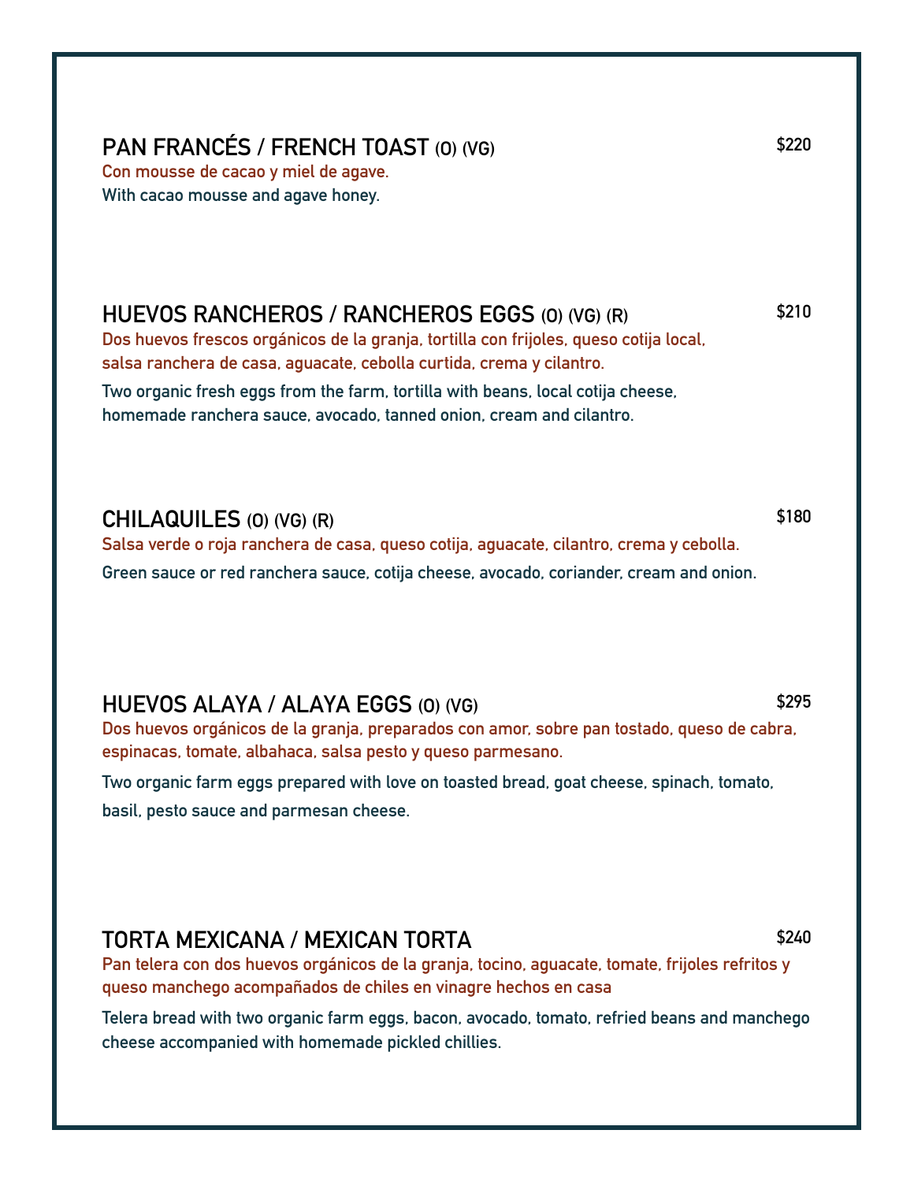## PAN FRANCÉS / FRENCH TOAST (O) (VG)

$220

Con mousse de cacao y miel de agave.

With cacao mousse and agave honey.

## HUEVOS RANCHEROS / RANCHEROS EGGS (O) (VG) (R)

$210

Dos huevos frescos orgánicos de la granja, tortilla con frijoles, queso cotija local, salsa ranchera de casa, aguacate, cebolla curtida, crema y cilantro.

Two organic fresh eggs from the farm, tortilla with beans, local cotija cheese, homemade ranchera sauce, avocado, tanned onion, cream and cilantro.

## CHILAQUILES (O) (VG) (R)

$180

Salsa verde o roja ranchera de casa, queso cotija, aguacate, cilantro, crema y cebolla.

Green sauce or red ranchera sauce, cotija cheese, avocado, coriander, cream and onion.

## HUEVOS ALAYA / ALAYA EGGS (O) (VG)

$295

Dos huevos orgánicos de la granja, preparados con amor, sobre pan tostado, queso de cabra, espinacas, tomate, albahaca, salsa pesto y queso parmesano.

Two organic farm eggs prepared with love on toasted bread, goat cheese, spinach, tomato, basil, pesto sauce and parmesan cheese.

## TORTA MEXICANA / MEXICAN TORTA

$240

Pan telera con dos huevos orgánicos de la granja, tocino, aguacate, tomate, frijoles refritos y queso manchego acompañados de chiles en vinagre hechos en casa

Telera bread with two organic farm eggs, bacon, avocado, tomato, refried beans and manchego cheese accompanied with homemade pickled chillies.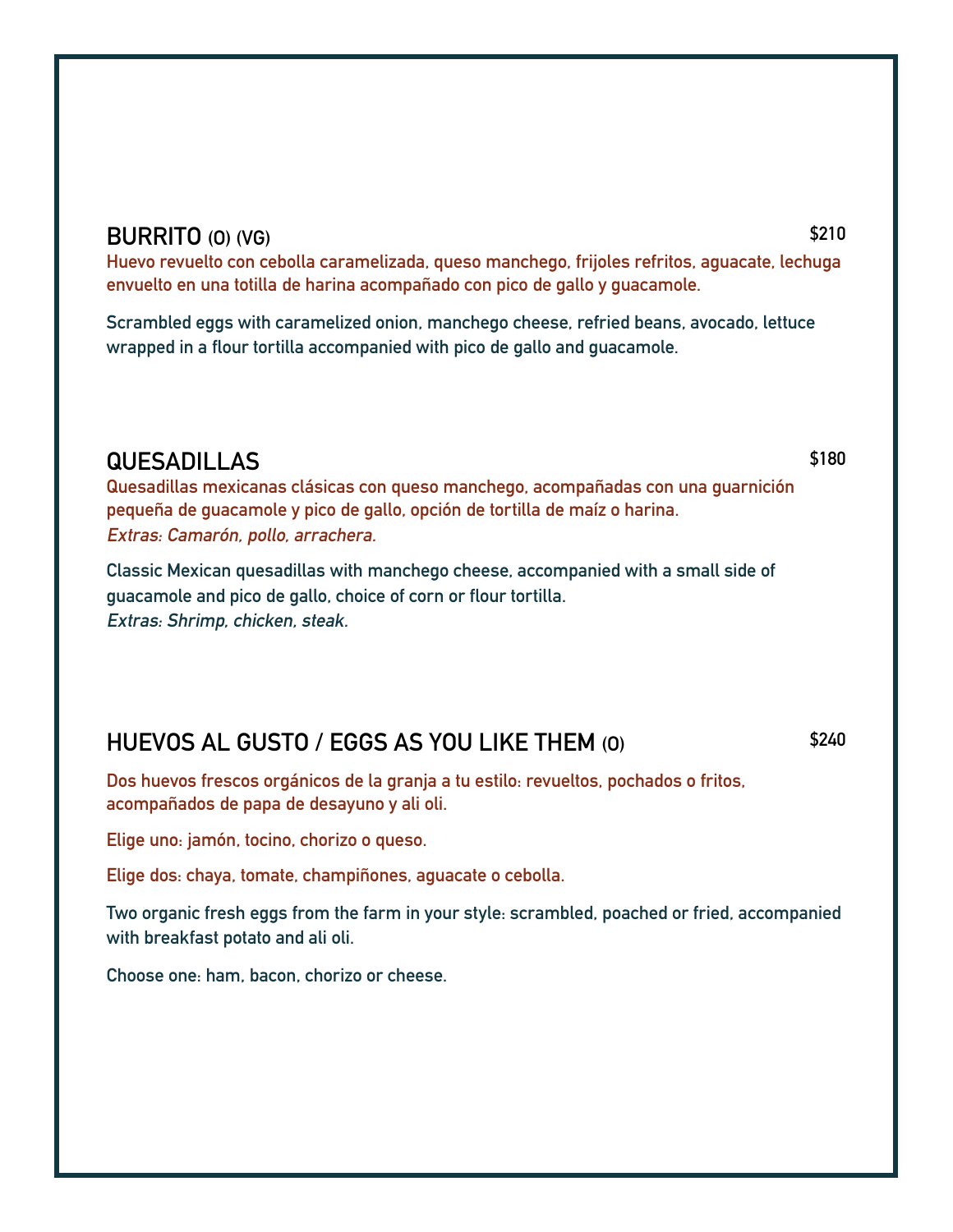## BURRITO (O) (VG) $210

Huevo revuelto con cebolla caramelizada, queso manchego, frijoles refritos, aguacate, lechuga envuelto en una totilla de harina acompañado con pico de gallo y guacamole.

Scrambled eggs with caramelized onion, manchego cheese, refried beans, avocado, lettuce wrapped in a flour tortilla accompanied with pico de gallo and guacamole.

## QUESADILLAS $180

Quesadillas mexicanas clásicas con queso manchego, acompañadas con una guarnición pequeña de guacamole y pico de gallo, opción de tortilla de maíz o harina.
*Extras: Camarón, pollo, arrachera.*

Classic Mexican quesadillas with manchego cheese, accompanied with a small side of guacamole and pico de gallo, choice of corn or flour tortilla.
*Extras: Shrimp, chicken, steak.*

## HUEVOS AL GUSTO / EGGS AS YOU LIKE THEM (O) $240

Dos huevos frescos orgánicos de la granja a tu estilo: revueltos, pochados o fritos, acompañados de papa de desayuno y ali oli.

Elige uno: jamón, tocino, chorizo o queso.

Elige dos: chaya, tomate, champiñones, aguacate o cebolla.

Two organic fresh eggs from the farm in your style: scrambled, poached or fried, accompanied with breakfast potato and ali oli.

Choose one: ham, bacon, chorizo or cheese.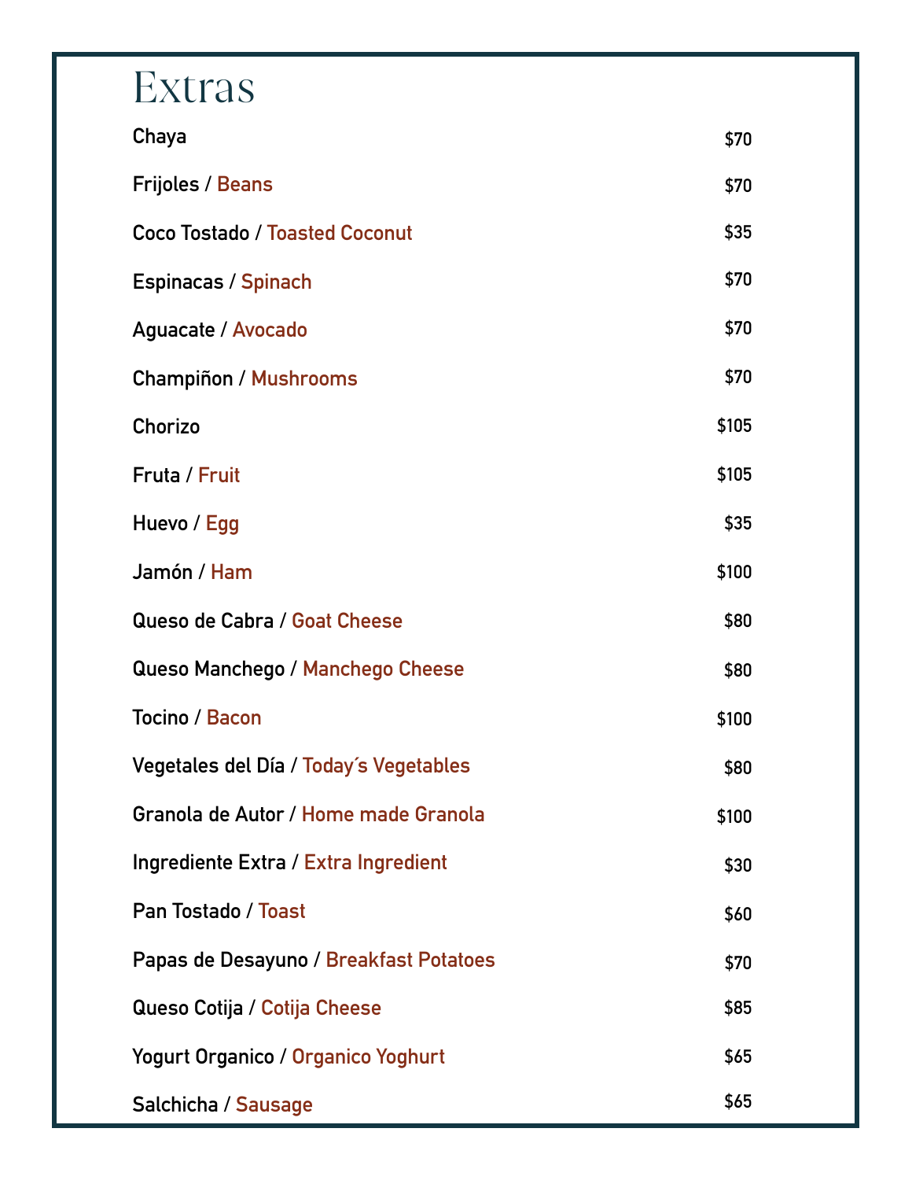# Extras

| Item | Price |
|---|---|
| Chaya | $70 |
| Frijoles / Beans | $70 |
| Coco Tostado / Toasted Coconut | $35 |
| Espinacas / Spinach | $70 |
| Aguacate / Avocado | $70 |
| Champiñon / Mushrooms | $70 |
| Chorizo | $105 |
| Fruta / Fruit | $105 |
| Huevo / Egg | $35 |
| Jamón / Ham | $100 |
| Queso de Cabra / Goat Cheese | $80 |
| Queso Manchego / Manchego Cheese | $80 |
| Tocino / Bacon | $100 |
| Vegetales del Día / Today´s Vegetables | $80 |
| Granola de Autor / Home made Granola | $100 |
| Ingrediente Extra / Extra Ingredient | $30 |
| Pan Tostado / Toast | $60 |
| Papas de Desayuno / Breakfast Potatoes | $70 |
| Queso Cotija / Cotija Cheese | $85 |
| Yogurt Organico / Organico Yoghurt | $65 |
| Salchicha / Sausage | $65 |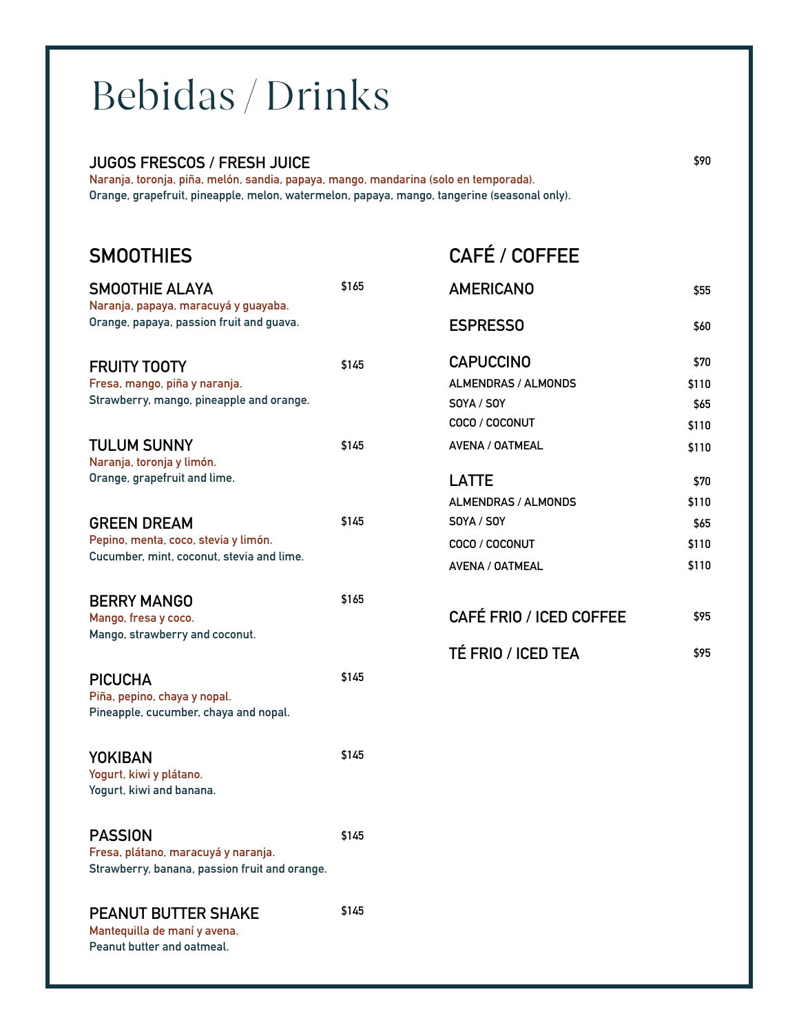# Bebidas / Drinks

**JUGOS FRESCOS / FRESH JUICE** $90

Naranja, toronja, piña, melón, sandia, papaya, mango, mandarina (solo en temporada).
Orange, grapefruit, pineapple, melon, watermelon, papaya, mango, tangerine (seasonal only).

## SMOOTHIES

**SMOOTHIE ALAYA** $165
Naranja, papaya, maracuyá y guayaba.
Orange, papaya, passion fruit and guava.

**FRUITY TOOTY** $145
Fresa, mango, piña y naranja.
Strawberry, mango, pineapple and orange.

**TULUM SUNNY** $145
Naranja, toronja y limón.
Orange, grapefruit and lime.

**GREEN DREAM** $145
Pepino, menta, coco, stevia y limón.
Cucumber, mint, coconut, stevia and lime.

**BERRY MANGO** $165
Mango, fresa y coco.
Mango, strawberry and coconut.

**PICUCHA** $145
Piña, pepino, chaya y nopal.
Pineapple, cucumber, chaya and nopal.

**YOKIBAN** $145
Yogurt, kiwi y plátano.
Yogurt, kiwi and banana.

**PASSION** $145
Fresa, plátano, maracuyá y naranja.
Strawberry, banana, passion fruit and orange.

**PEANUT BUTTER SHAKE** $145
Mantequilla de maní y avena.
Peanut butter and oatmeal.

## CAFÉ / COFFEE

**AMERICANO** $55

**ESPRESSO** $60

**CAPUCCINO** $70
- ALMENDRAS / ALMONDS $110
- SOYA / SOY $65
- COCO / COCONUT $110
- AVENA / OATMEAL $110

**LATTE** $70
- ALMENDRAS / ALMONDS $110
- SOYA / SOY $65
- COCO / COCONUT $110
- AVENA / OATMEAL $110

**CAFÉ FRIO / ICED COFFEE** $95

**TÉ FRIO / ICED TEA** $95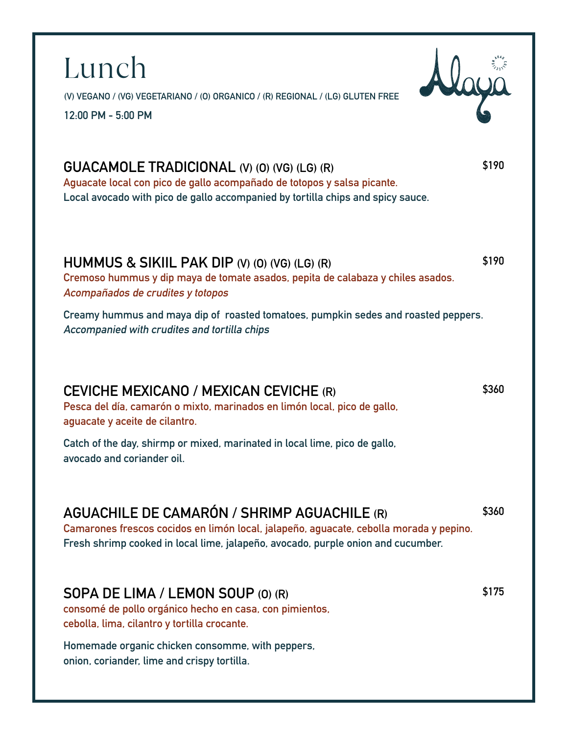# Lunch

(V) VEGANO / (VG) VEGETARIANO / (O) ORGANICO / (R) REGIONAL / (LG) GLUTEN FREE

12:00 PM - 5:00 PM

## GUACAMOLE TRADICIONAL (V) (O) (VG) (LG) (R) — $190

Aguacate local con pico de gallo acompañado de totopos y salsa picante.
Local avocado with pico de gallo accompanied by tortilla chips and spicy sauce.

## HUMMUS & SIKIIL PAK DIP (V) (O) (VG) (LG) (R) — $190

Cremoso hummus y dip maya de tomate asados, pepita de calabaza y chiles asados.
*Acompañados de crudites y totopos*

Creamy hummus and maya dip of roasted tomatoes, pumpkin sedes and roasted peppers.
*Accompanied with crudites and tortilla chips*

## CEVICHE MEXICANO / MEXICAN CEVICHE (R) — $360

Pesca del día, camarón o mixto, marinados en limón local, pico de gallo, aguacate y aceite de cilantro.

Catch of the day, shirmp or mixed, marinated in local lime, pico de gallo, avocado and coriander oil.

## AGUACHILE DE CAMARÓN / SHRIMP AGUACHILE (R) — $360

Camarones frescos cocidos en limón local, jalapeño, aguacate, cebolla morada y pepino.
Fresh shrimp cooked in local lime, jalapeño, avocado, purple onion and cucumber.

## SOPA DE LIMA / LEMON SOUP (O) (R) — $175

consomé de pollo orgánico hecho en casa, con pimientos, cebolla, lima, cilantro y tortilla crocante.

Homemade organic chicken consomme, with peppers, onion, coriander, lime and crispy tortilla.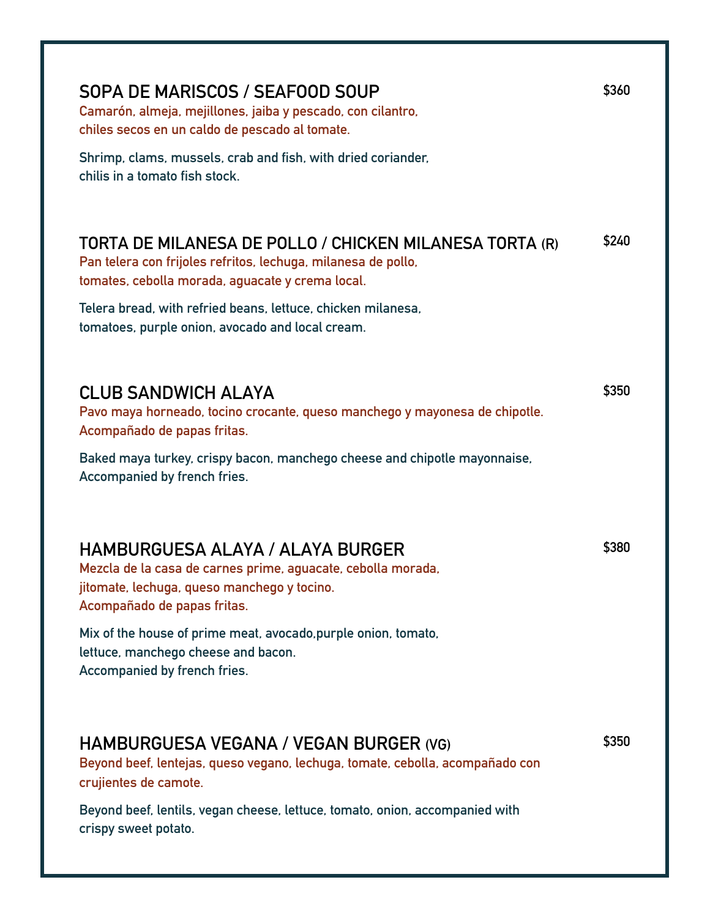## SOPA DE MARISCOS / SEAFOOD SOUP — $360

Camarón, almeja, mejillones, jaiba y pescado, con cilantro,
chiles secos en un caldo de pescado al tomate.

Shrimp, clams, mussels, crab and fish, with dried coriander,
chilis in a tomato fish stock.

## TORTA DE MILANESA DE POLLO / CHICKEN MILANESA TORTA (R) — $240

Pan telera con frijoles refritos, lechuga, milanesa de pollo,
tomates, cebolla morada, aguacate y crema local.

Telera bread, with refried beans, lettuce, chicken milanesa,
tomatoes, purple onion, avocado and local cream.

## CLUB SANDWICH ALAYA — $350

Pavo maya horneado, tocino crocante, queso manchego y mayonesa de chipotle.
Acompañado de papas fritas.

Baked maya turkey, crispy bacon, manchego cheese and chipotle mayonnaise,
Accompanied by french fries.

## HAMBURGUESA ALAYA / ALAYA BURGER — $380

Mezcla de la casa de carnes prime, aguacate, cebolla morada,
jitomate, lechuga, queso manchego y tocino.
Acompañado de papas fritas.

Mix of the house of prime meat, avocado,purple onion, tomato,
lettuce, manchego cheese and bacon.
Accompanied by french fries.

## HAMBURGUESA VEGANA / VEGAN BURGER (VG) — $350

Beyond beef, lentejas, queso vegano, lechuga, tomate, cebolla, acompañado con
crujientes de camote.

Beyond beef, lentils, vegan cheese, lettuce, tomato, onion, accompanied with
crispy sweet potato.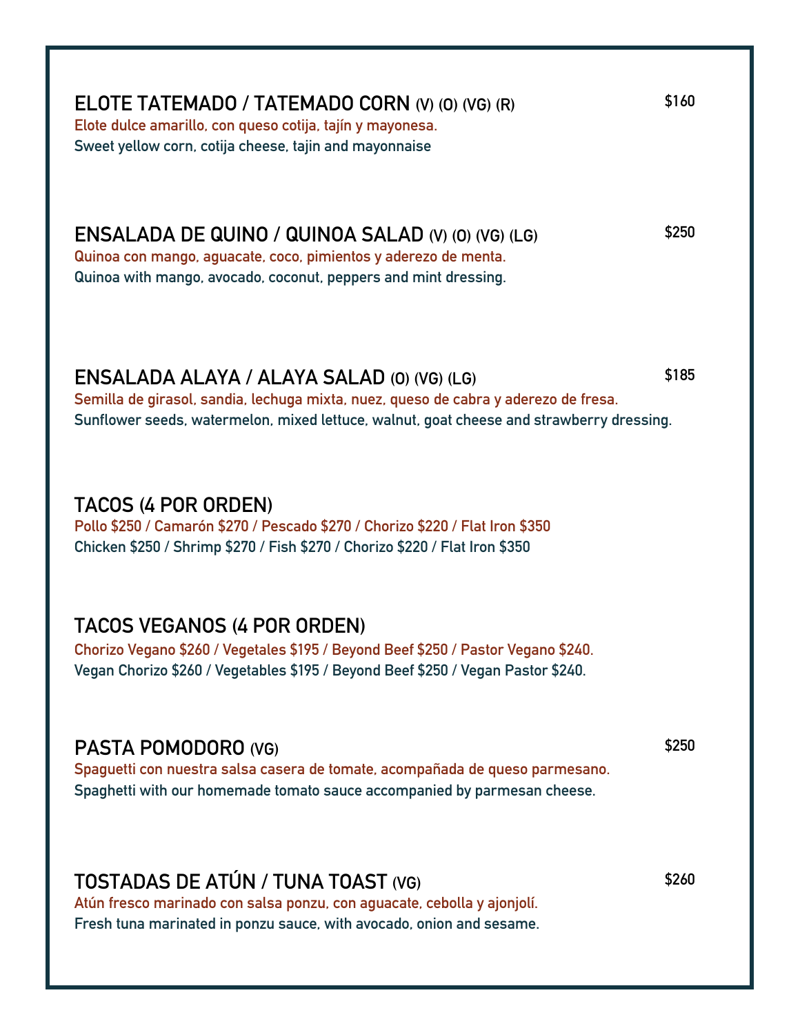## ELOTE TATEMADO / TATEMADO CORN (V) (O) (VG) (R) — $160

Elote dulce amarillo, con queso cotija, tajín y mayonesa.
Sweet yellow corn, cotija cheese, tajin and mayonnaise

## ENSALADA DE QUINO / QUINOA SALAD (V) (O) (VG) (LG) — $250

Quinoa con mango, aguacate, coco, pimientos y aderezo de menta.
Quinoa with mango, avocado, coconut, peppers and mint dressing.

## ENSALADA ALAYA / ALAYA SALAD (O) (VG) (LG) — $185

Semilla de girasol, sandia, lechuga mixta, nuez, queso de cabra y aderezo de fresa.
Sunflower seeds, watermelon, mixed lettuce, walnut, goat cheese and strawberry dressing.

## TACOS (4 POR ORDEN)

Pollo $250 / Camarón $270 / Pescado $270 / Chorizo $220 / Flat Iron $350
Chicken $250 / Shrimp $270 / Fish $270 / Chorizo $220 / Flat Iron $350

## TACOS VEGANOS (4 POR ORDEN)

Chorizo Vegano $260 / Vegetales $195 / Beyond Beef $250 / Pastor Vegano $240.
Vegan Chorizo $260 / Vegetables $195 / Beyond Beef $250 / Vegan Pastor $240.

## PASTA POMODORO (VG) — $250

Spaguetti con nuestra salsa casera de tomate, acompañada de queso parmesano.
Spaghetti with our homemade tomato sauce accompanied by parmesan cheese.

## TOSTADAS DE ATÚN / TUNA TOAST (VG) — $260

Atún fresco marinado con salsa ponzu, con aguacate, cebolla y ajonjolí.
Fresh tuna marinated in ponzu sauce, with avocado, onion and sesame.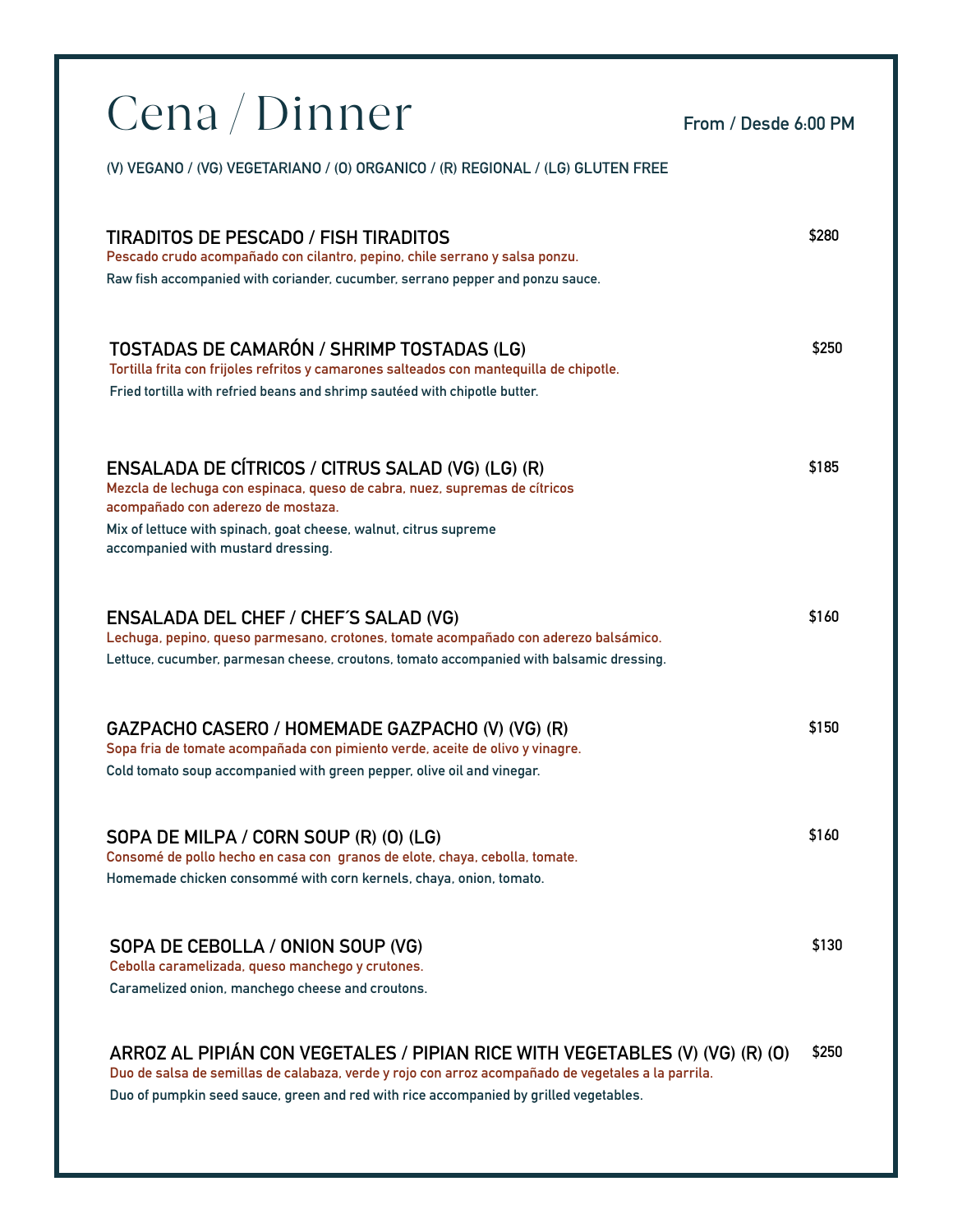# Cena / Dinner

From / Desde 6:00 PM

(V) VEGANO / (VG) VEGETARIANO / (O) ORGANICO / (R) REGIONAL / (LG) GLUTEN FREE

### TIRADITOS DE PESCADO / FISH TIRADITOS — $280

Pescado crudo acompañado con cilantro, pepino, chile serrano y salsa ponzu.

Raw fish accompanied with coriander, cucumber, serrano pepper and ponzu sauce.

### TOSTADAS DE CAMARÓN / SHRIMP TOSTADAS (LG) — $250

Tortilla frita con frijoles refritos y camarones salteados con mantequilla de chipotle.

Fried tortilla with refried beans and shrimp sautéed with chipotle butter.

### ENSALADA DE CÍTRICOS / CITRUS SALAD (VG) (LG) (R) — $185

Mezcla de lechuga con espinaca, queso de cabra, nuez, supremas de cítricos acompañado con aderezo de mostaza.

Mix of lettuce with spinach, goat cheese, walnut, citrus supreme accompanied with mustard dressing.

### ENSALADA DEL CHEF / CHEF´S SALAD (VG) — $160

Lechuga, pepino, queso parmesano, crotones, tomate acompañado con aderezo balsámico.

Lettuce, cucumber, parmesan cheese, croutons, tomato accompanied with balsamic dressing.

### GAZPACHO CASERO / HOMEMADE GAZPACHO (V) (VG) (R) — $150

Sopa fria de tomate acompañada con pimiento verde, aceite de olivo y vinagre.

Cold tomato soup accompanied with green pepper, olive oil and vinegar.

### SOPA DE MILPA / CORN SOUP (R) (O) (LG) — $160

Consomé de pollo hecho en casa con granos de elote, chaya, cebolla, tomate.

Homemade chicken consommé with corn kernels, chaya, onion, tomato.

### SOPA DE CEBOLLA / ONION SOUP (VG) — $130

Cebolla caramelizada, queso manchego y crutones.

Caramelized onion, manchego cheese and croutons.

### ARROZ AL PIPIÁN CON VEGETALES / PIPIAN RICE WITH VEGETABLES (V) (VG) (R) (O) — $250

Duo de salsa de semillas de calabaza, verde y rojo con arroz acompañado de vegetales a la parrila.

Duo of pumpkin seed sauce, green and red with rice accompanied by grilled vegetables.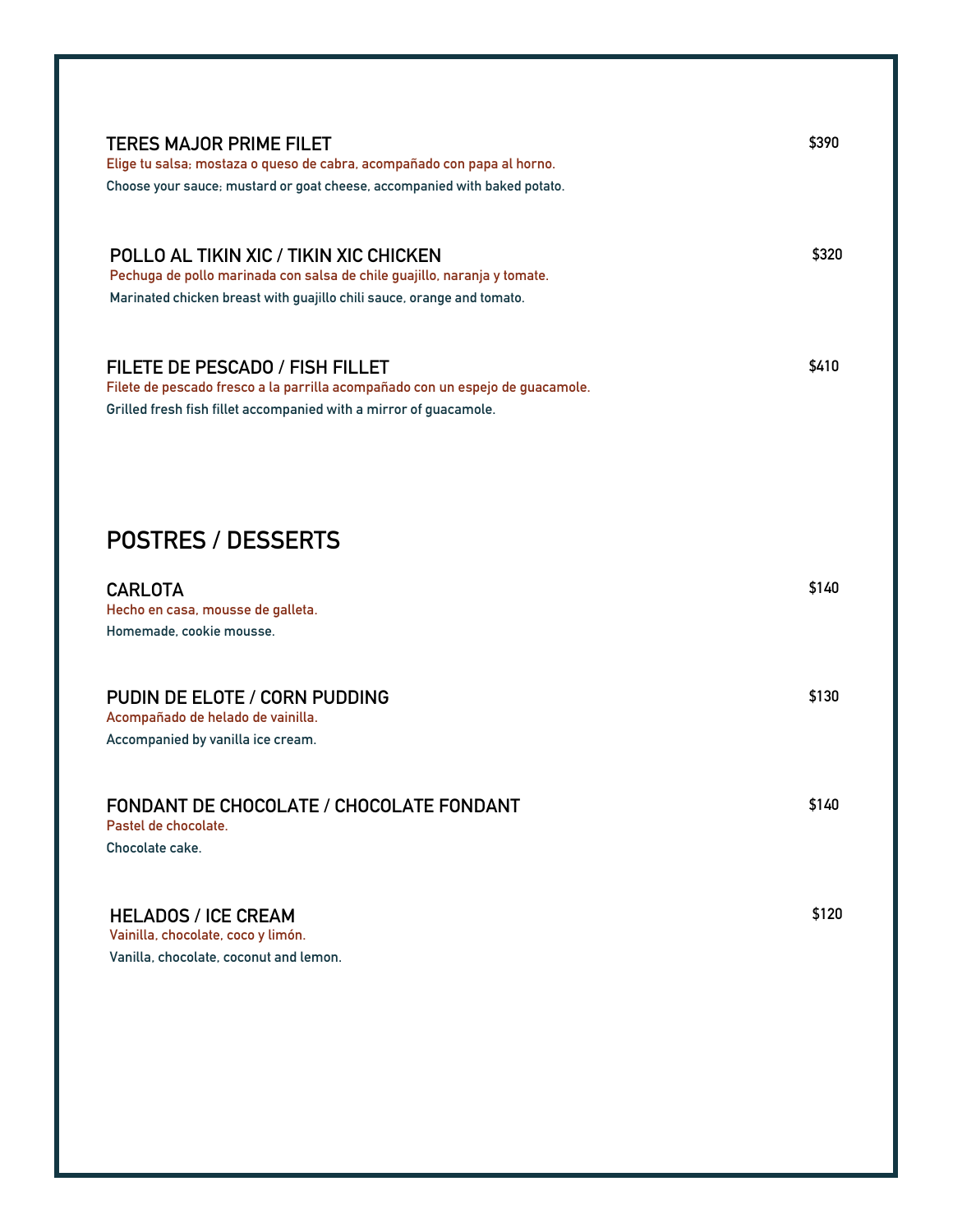### TERES MAJOR PRIME FILET — $390

Elige tu salsa; mostaza o queso de cabra, acompañado con papa al horno.

Choose your sauce; mustard or goat cheese, accompanied with baked potato.

### POLLO AL TIKIN XIC / TIKIN XIC CHICKEN — $320

Pechuga de pollo marinada con salsa de chile guajillo, naranja y tomate.

Marinated chicken breast with guajillo chili sauce, orange and tomato.

### FILETE DE PESCADO / FISH FILLET — $410

Filete de pescado fresco a la parrilla acompañado con un espejo de guacamole.

Grilled fresh fish fillet accompanied with a mirror of guacamole.

## POSTRES / DESSERTS

### CARLOTA — $140

Hecho en casa, mousse de galleta.

Homemade, cookie mousse.

### PUDIN DE ELOTE / CORN PUDDING — $130

Acompañado de helado de vainilla.

Accompanied by vanilla ice cream.

### FONDANT DE CHOCOLATE / CHOCOLATE FONDANT — $140

Pastel de chocolate.

Chocolate cake.

### HELADOS / ICE CREAM — $120

Vainilla, chocolate, coco y limón.

Vanilla, chocolate, coconut and lemon.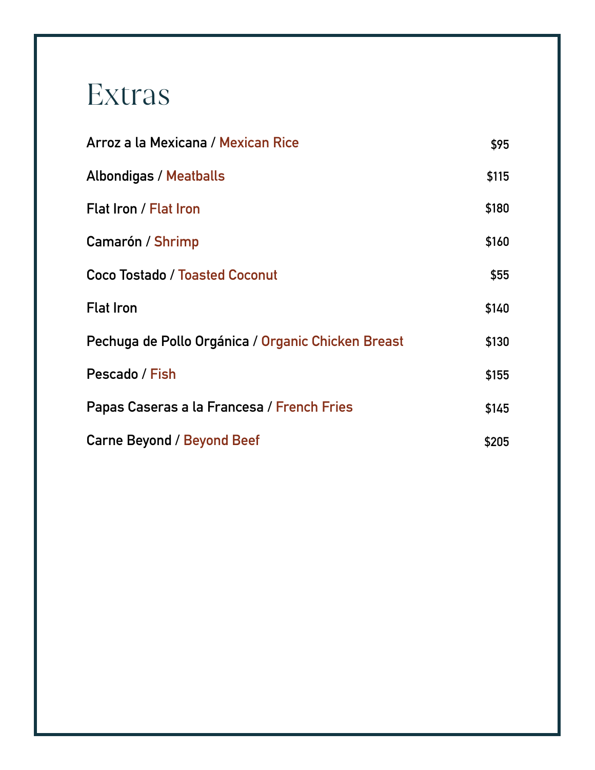# Extras

| | |
|---|---|
| Arroz a la Mexicana / Mexican Rice | $95 |
| Albondigas / Meatballs | $115 |
| Flat Iron / Flat Iron | $180 |
| Camarón / Shrimp | $160 |
| Coco Tostado / Toasted Coconut | $55 |
| Flat Iron | $140 |
| Pechuga de Pollo Orgánica / Organic Chicken Breast | $130 |
| Pescado / Fish | $155 |
| Papas Caseras a la Francesa / French Fries | $145 |
| Carne Beyond / Beyond Beef | $205 |